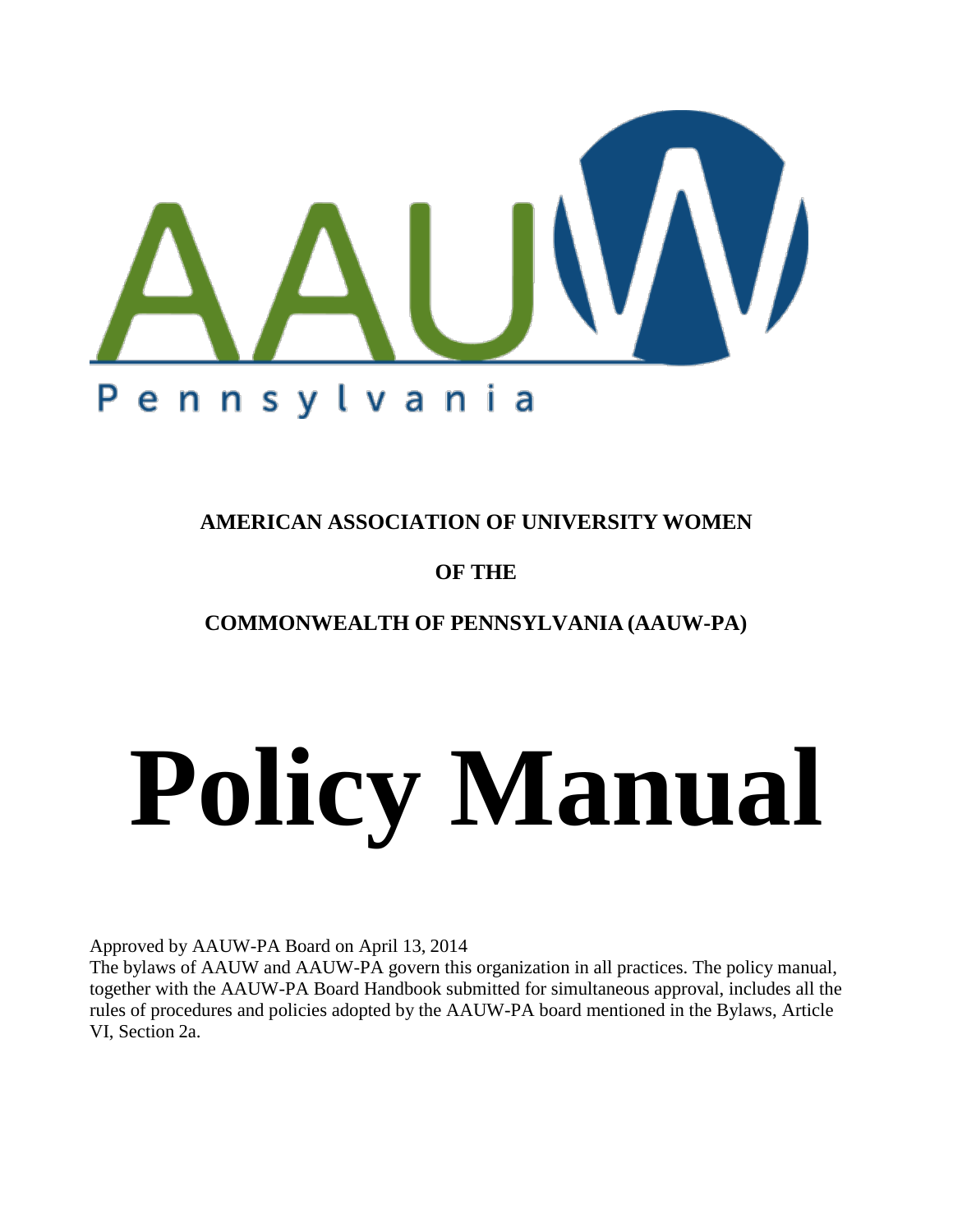AAUW

Pennsylvania

**AMERICAN ASSOCIATION OF UNIVERSITY WOMEN**

**OF THE**

**COMMONWEALTH OF PENNSYLVANIA (AAUW-PA)**

# Policy Manual

Approved by AAUW-PA Board on April 13, 2014
The bylaws of AAUW and AAUW-PA govern this organization in all practices. The policy manual, together with the AAUW-PA Board Handbook submitted for simultaneous approval, includes all the rules of procedures and policies adopted by the AAUW-PA board mentioned in the Bylaws, Article VI, Section 2a.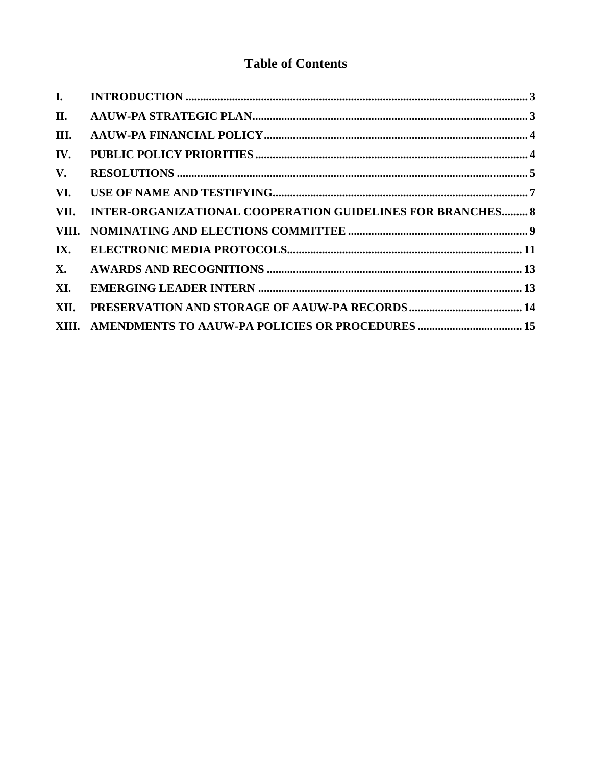# Table of Contents

| | | |
|---|---|---|
| **I.** | **INTRODUCTION** | **3** |
| **II.** | **AAUW-PA STRATEGIC PLAN** | **3** |
| **III.** | **AAUW-PA FINANCIAL POLICY** | **4** |
| **IV.** | **PUBLIC POLICY PRIORITIES** | **4** |
| **V.** | **RESOLUTIONS** | **5** |
| **VI.** | **USE OF NAME AND TESTIFYING** | **7** |
| **VII.** | **INTER-ORGANIZATIONAL COOPERATION GUIDELINES FOR BRANCHES** | **8** |
| **VIII.** | **NOMINATING AND ELECTIONS COMMITTEE** | **9** |
| **IX.** | **ELECTRONIC MEDIA PROTOCOLS** | **11** |
| **X.** | **AWARDS AND RECOGNITIONS** | **13** |
| **XI.** | **EMERGING LEADER INTERN** | **13** |
| **XII.** | **PRESERVATION AND STORAGE OF AAUW-PA RECORDS** | **14** |
| **XIII.** | **AMENDMENTS TO AAUW-PA POLICIES OR PROCEDURES** | **15** |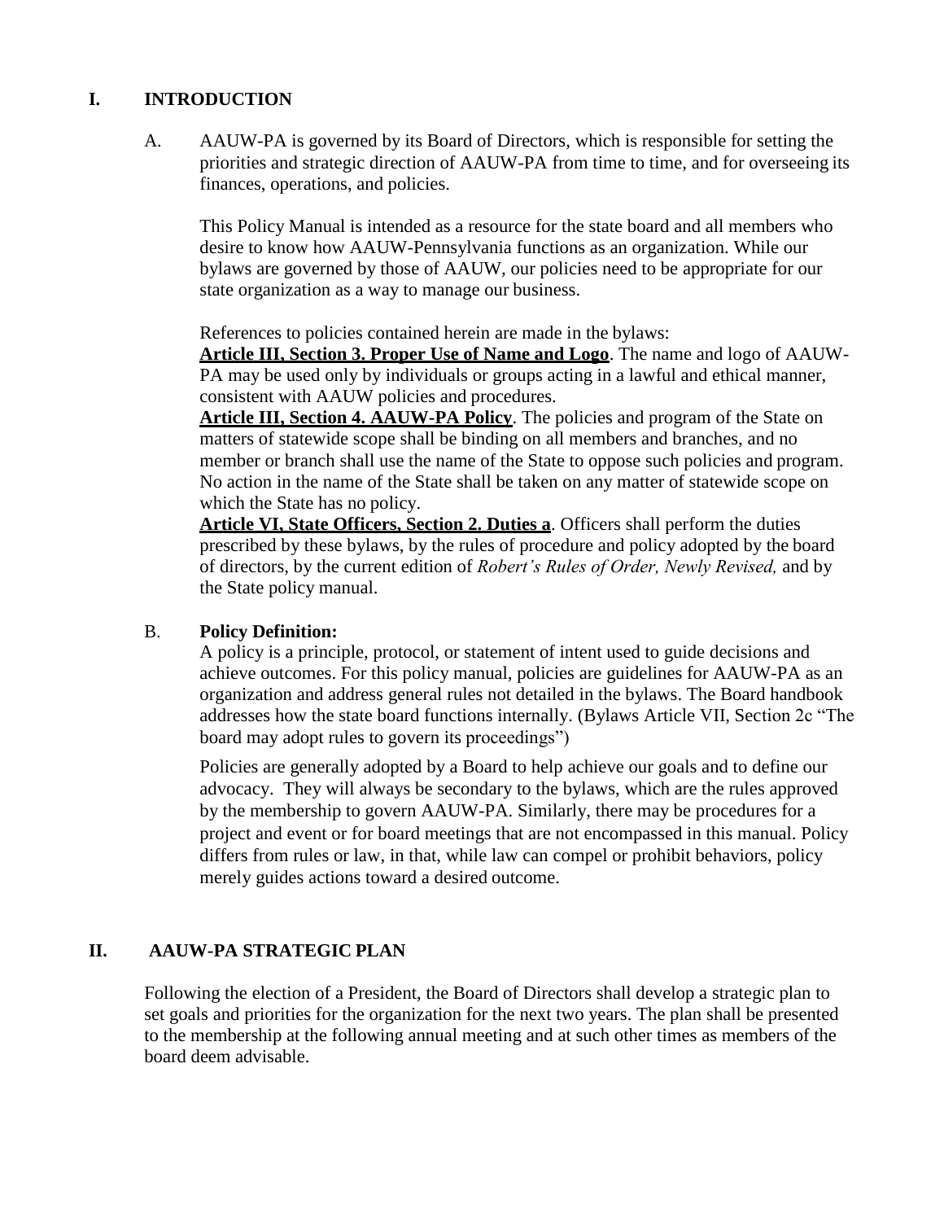## I. INTRODUCTION

A. AAUW-PA is governed by its Board of Directors, which is responsible for setting the priorities and strategic direction of AAUW-PA from time to time, and for overseeing its finances, operations, and policies.

This Policy Manual is intended as a resource for the state board and all members who desire to know how AAUW-Pennsylvania functions as an organization. While our bylaws are governed by those of AAUW, our policies need to be appropriate for our state organization as a way to manage our business.

References to policies contained herein are made in the bylaws:

**Article III, Section 3. Proper Use of Name and Logo**. The name and logo of AAUW-PA may be used only by individuals or groups acting in a lawful and ethical manner, consistent with AAUW policies and procedures.

**Article III, Section 4. AAUW-PA Policy**. The policies and program of the State on matters of statewide scope shall be binding on all members and branches, and no member or branch shall use the name of the State to oppose such policies and program. No action in the name of the State shall be taken on any matter of statewide scope on which the State has no policy.

**Article VI, State Officers, Section 2. Duties a**. Officers shall perform the duties prescribed by these bylaws, by the rules of procedure and policy adopted by the board of directors, by the current edition of *Robert's Rules of Order, Newly Revised,* and by the State policy manual.

B. **Policy Definition:**

A policy is a principle, protocol, or statement of intent used to guide decisions and achieve outcomes. For this policy manual, policies are guidelines for AAUW-PA as an organization and address general rules not detailed in the bylaws. The Board handbook addresses how the state board functions internally. (Bylaws Article VII, Section 2c "The board may adopt rules to govern its proceedings")

Policies are generally adopted by a Board to help achieve our goals and to define our advocacy. They will always be secondary to the bylaws, which are the rules approved by the membership to govern AAUW-PA. Similarly, there may be procedures for a project and event or for board meetings that are not encompassed in this manual. Policy differs from rules or law, in that, while law can compel or prohibit behaviors, policy merely guides actions toward a desired outcome.

## II. AAUW-PA STRATEGIC PLAN

Following the election of a President, the Board of Directors shall develop a strategic plan to set goals and priorities for the organization for the next two years. The plan shall be presented to the membership at the following annual meeting and at such other times as members of the board deem advisable.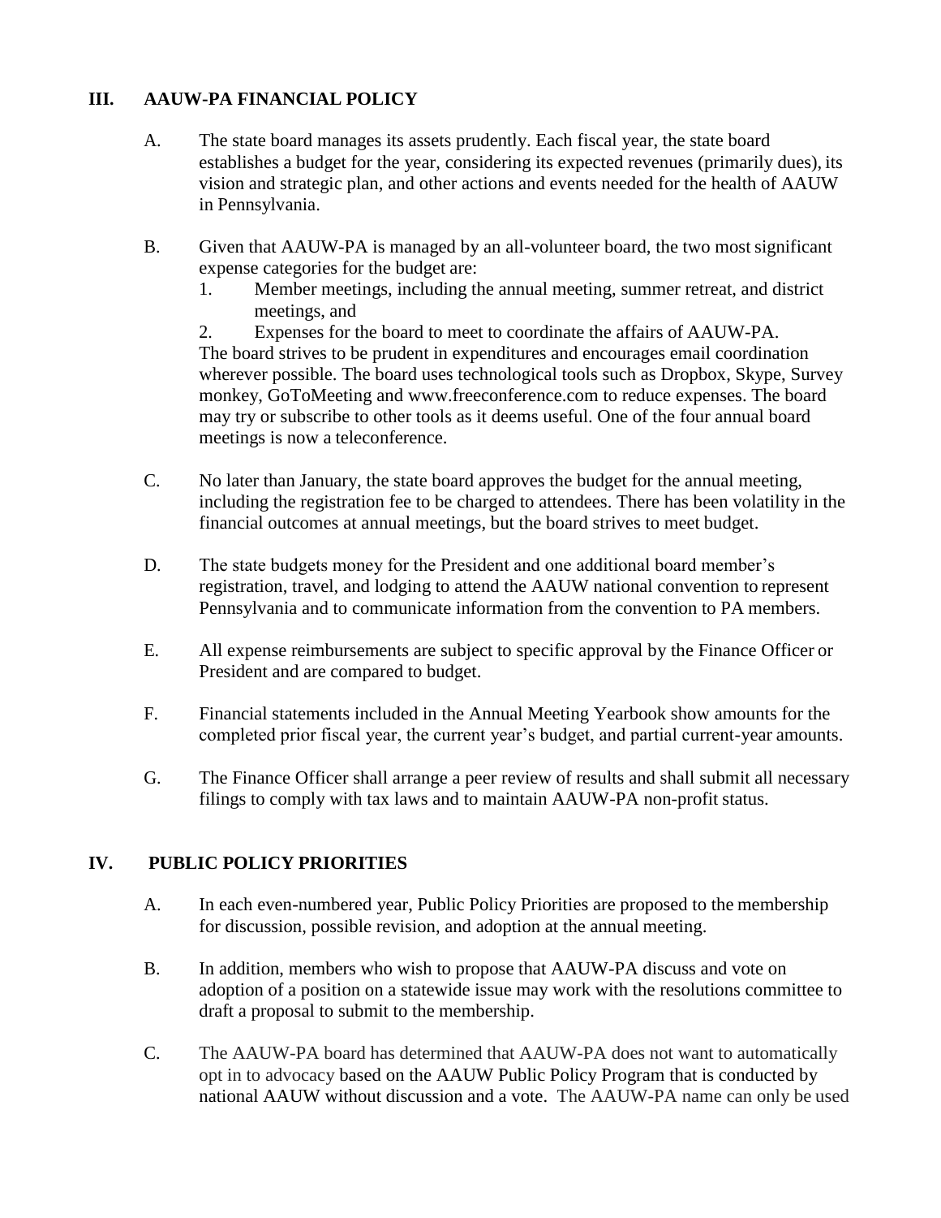## III. AAUW-PA FINANCIAL POLICY

A. The state board manages its assets prudently. Each fiscal year, the state board establishes a budget for the year, considering its expected revenues (primarily dues), its vision and strategic plan, and other actions and events needed for the health of AAUW in Pennsylvania.

B. Given that AAUW-PA is managed by an all-volunteer board, the two most significant expense categories for the budget are:
   1. Member meetings, including the annual meeting, summer retreat, and district meetings, and
   2. Expenses for the board to meet to coordinate the affairs of AAUW-PA.

   The board strives to be prudent in expenditures and encourages email coordination wherever possible. The board uses technological tools such as Dropbox, Skype, Survey monkey, GoToMeeting and www.freeconference.com to reduce expenses. The board may try or subscribe to other tools as it deems useful. One of the four annual board meetings is now a teleconference.

C. No later than January, the state board approves the budget for the annual meeting, including the registration fee to be charged to attendees. There has been volatility in the financial outcomes at annual meetings, but the board strives to meet budget.

D. The state budgets money for the President and one additional board member's registration, travel, and lodging to attend the AAUW national convention to represent Pennsylvania and to communicate information from the convention to PA members.

E. All expense reimbursements are subject to specific approval by the Finance Officer or President and are compared to budget.

F. Financial statements included in the Annual Meeting Yearbook show amounts for the completed prior fiscal year, the current year's budget, and partial current-year amounts.

G. The Finance Officer shall arrange a peer review of results and shall submit all necessary filings to comply with tax laws and to maintain AAUW-PA non-profit status.

## IV. PUBLIC POLICY PRIORITIES

A. In each even-numbered year, Public Policy Priorities are proposed to the membership for discussion, possible revision, and adoption at the annual meeting.

B. In addition, members who wish to propose that AAUW-PA discuss and vote on adoption of a position on a statewide issue may work with the resolutions committee to draft a proposal to submit to the membership.

C. The AAUW-PA board has determined that AAUW-PA does not want to automatically opt in to advocacy based on the AAUW Public Policy Program that is conducted by national AAUW without discussion and a vote. The AAUW-PA name can only be used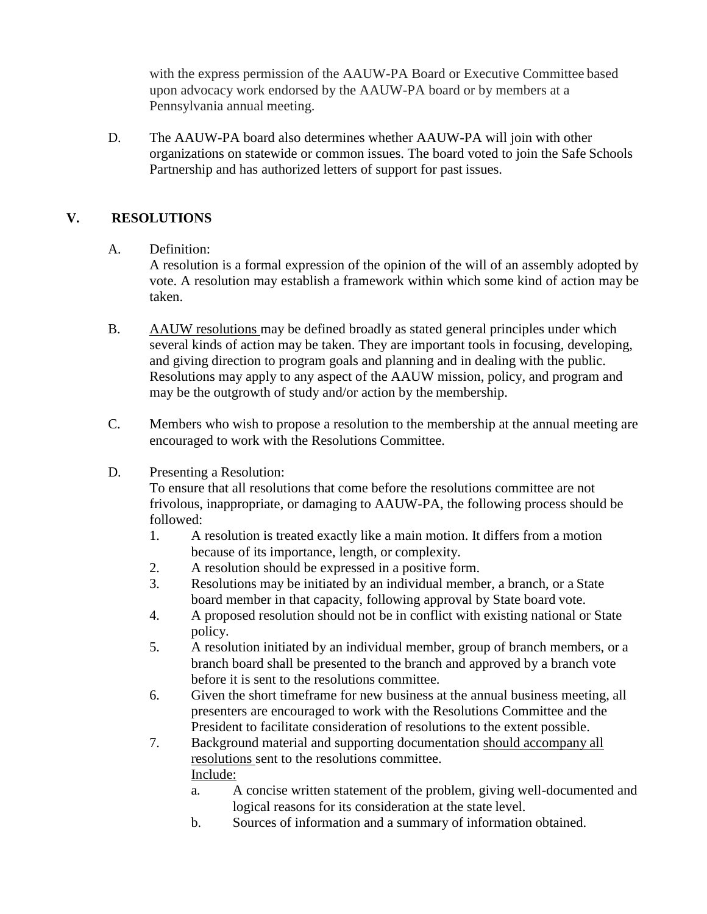with the express permission of the AAUW-PA Board or Executive Committee based upon advocacy work endorsed by the AAUW-PA board or by members at a Pennsylvania annual meeting.

D. The AAUW-PA board also determines whether AAUW-PA will join with other organizations on statewide or common issues. The board voted to join the Safe Schools Partnership and has authorized letters of support for past issues.

## V. RESOLUTIONS

A. Definition:
A resolution is a formal expression of the opinion of the will of an assembly adopted by vote. A resolution may establish a framework within which some kind of action may be taken.

B. AAUW resolutions may be defined broadly as stated general principles under which several kinds of action may be taken. They are important tools in focusing, developing, and giving direction to program goals and planning and in dealing with the public. Resolutions may apply to any aspect of the AAUW mission, policy, and program and may be the outgrowth of study and/or action by the membership.

C. Members who wish to propose a resolution to the membership at the annual meeting are encouraged to work with the Resolutions Committee.

D. Presenting a Resolution:
To ensure that all resolutions that come before the resolutions committee are not frivolous, inappropriate, or damaging to AAUW-PA, the following process should be followed:

1. A resolution is treated exactly like a main motion. It differs from a motion because of its importance, length, or complexity.
2. A resolution should be expressed in a positive form.
3. Resolutions may be initiated by an individual member, a branch, or a State board member in that capacity, following approval by State board vote.
4. A proposed resolution should not be in conflict with existing national or State policy.
5. A resolution initiated by an individual member, group of branch members, or a branch board shall be presented to the branch and approved by a branch vote before it is sent to the resolutions committee.
6. Given the short timeframe for new business at the annual business meeting, all presenters are encouraged to work with the Resolutions Committee and the President to facilitate consideration of resolutions to the extent possible.
7. Background material and supporting documentation should accompany all resolutions sent to the resolutions committee.
   Include:
   a. A concise written statement of the problem, giving well-documented and logical reasons for its consideration at the state level.
   b. Sources of information and a summary of information obtained.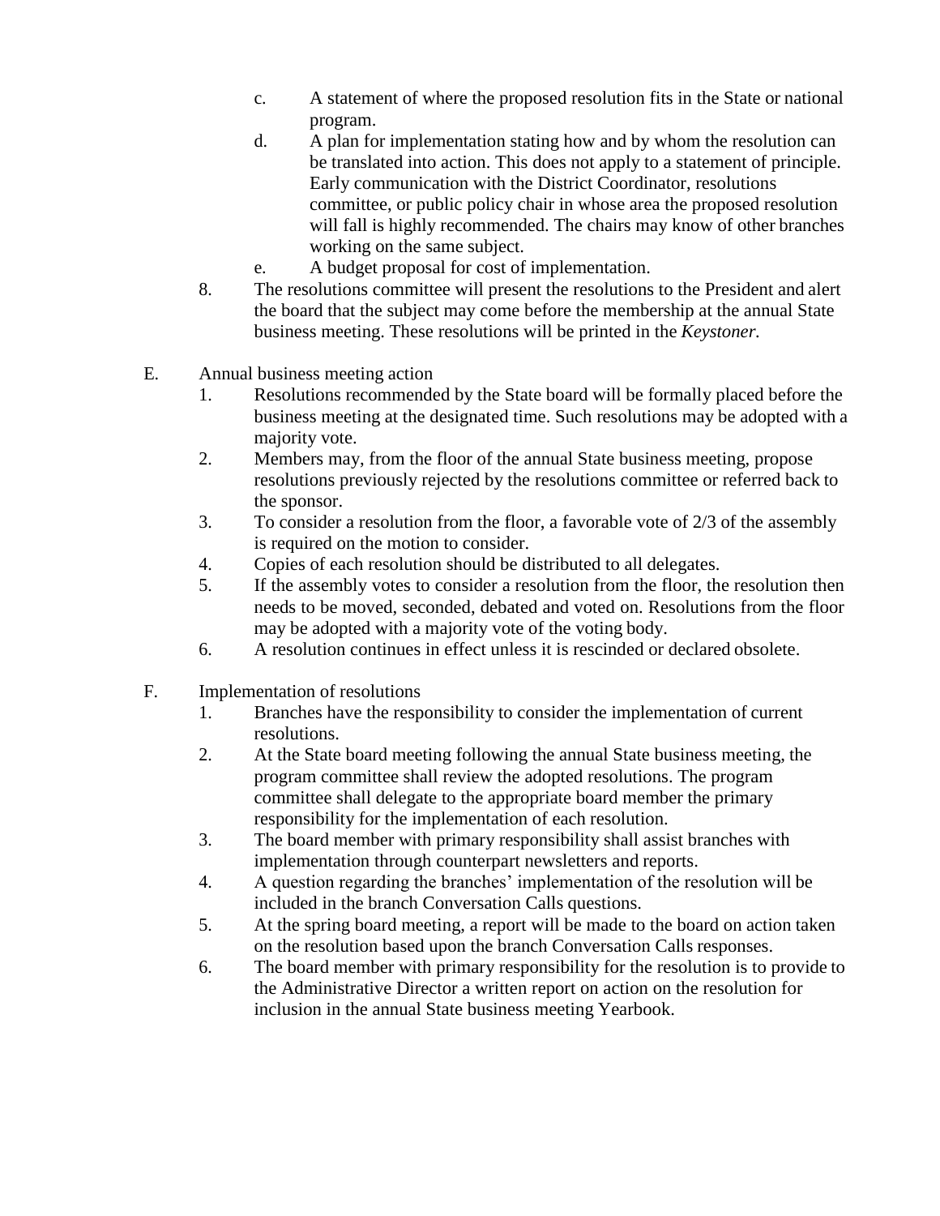c. A statement of where the proposed resolution fits in the State or national program.
   d. A plan for implementation stating how and by whom the resolution can be translated into action. This does not apply to a statement of principle. Early communication with the District Coordinator, resolutions committee, or public policy chair in whose area the proposed resolution will fall is highly recommended. The chairs may know of other branches working on the same subject.
   e. A budget proposal for cost of implementation.

8. The resolutions committee will present the resolutions to the President and alert the board that the subject may come before the membership at the annual State business meeting. These resolutions will be printed in the *Keystoner.*

E. Annual business meeting action

1. Resolutions recommended by the State board will be formally placed before the business meeting at the designated time. Such resolutions may be adopted with a majority vote.
2. Members may, from the floor of the annual State business meeting, propose resolutions previously rejected by the resolutions committee or referred back to the sponsor.
3. To consider a resolution from the floor, a favorable vote of 2/3 of the assembly is required on the motion to consider.
4. Copies of each resolution should be distributed to all delegates.
5. If the assembly votes to consider a resolution from the floor, the resolution then needs to be moved, seconded, debated and voted on. Resolutions from the floor may be adopted with a majority vote of the voting body.
6. A resolution continues in effect unless it is rescinded or declared obsolete.

F. Implementation of resolutions

1. Branches have the responsibility to consider the implementation of current resolutions.
2. At the State board meeting following the annual State business meeting, the program committee shall review the adopted resolutions. The program committee shall delegate to the appropriate board member the primary responsibility for the implementation of each resolution.
3. The board member with primary responsibility shall assist branches with implementation through counterpart newsletters and reports.
4. A question regarding the branches' implementation of the resolution will be included in the branch Conversation Calls questions.
5. At the spring board meeting, a report will be made to the board on action taken on the resolution based upon the branch Conversation Calls responses.
6. The board member with primary responsibility for the resolution is to provide to the Administrative Director a written report on action on the resolution for inclusion in the annual State business meeting Yearbook.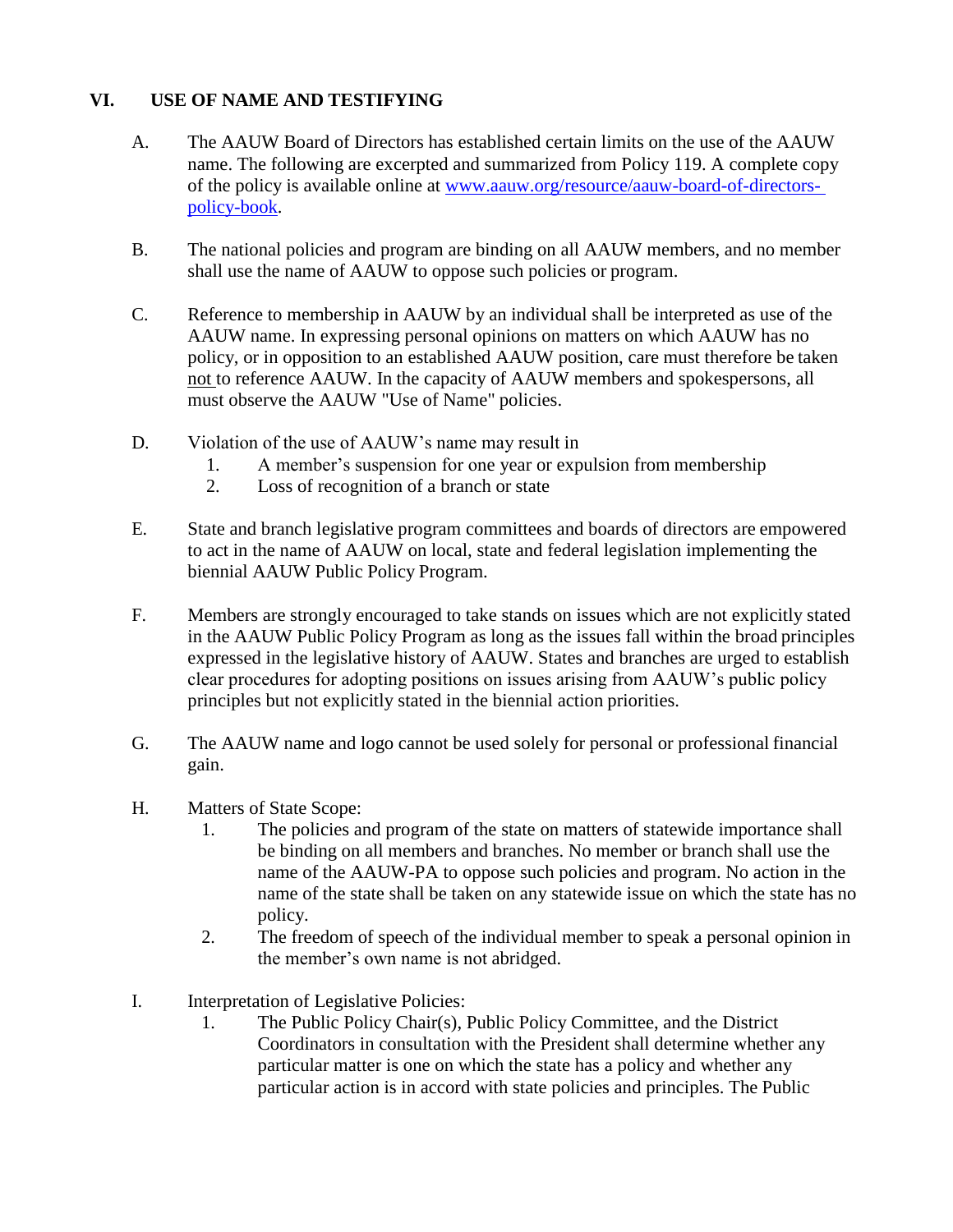## VI. USE OF NAME AND TESTIFYING

A. The AAUW Board of Directors has established certain limits on the use of the AAUW name. The following are excerpted and summarized from Policy 119. A complete copy of the policy is available online at [www.aauw.org/resource/aauw-board-of-directors-policy-book](www.aauw.org/resource/aauw-board-of-directors-policy-book).

B. The national policies and program are binding on all AAUW members, and no member shall use the name of AAUW to oppose such policies or program.

C. Reference to membership in AAUW by an individual shall be interpreted as use of the AAUW name. In expressing personal opinions on matters on which AAUW has no policy, or in opposition to an established AAUW position, care must therefore be taken <u>not</u> to reference AAUW. In the capacity of AAUW members and spokespersons, all must observe the AAUW "Use of Name" policies.

D. Violation of the use of AAUW's name may result in
   1. A member's suspension for one year or expulsion from membership
   2. Loss of recognition of a branch or state

E. State and branch legislative program committees and boards of directors are empowered to act in the name of AAUW on local, state and federal legislation implementing the biennial AAUW Public Policy Program.

F. Members are strongly encouraged to take stands on issues which are not explicitly stated in the AAUW Public Policy Program as long as the issues fall within the broad principles expressed in the legislative history of AAUW. States and branches are urged to establish clear procedures for adopting positions on issues arising from AAUW's public policy principles but not explicitly stated in the biennial action priorities.

G. The AAUW name and logo cannot be used solely for personal or professional financial gain.

H. Matters of State Scope:
   1. The policies and program of the state on matters of statewide importance shall be binding on all members and branches. No member or branch shall use the name of the AAUW-PA to oppose such policies and program. No action in the name of the state shall be taken on any statewide issue on which the state has no policy.
   2. The freedom of speech of the individual member to speak a personal opinion in the member's own name is not abridged.

I. Interpretation of Legislative Policies:
   1. The Public Policy Chair(s), Public Policy Committee, and the District Coordinators in consultation with the President shall determine whether any particular matter is one on which the state has a policy and whether any particular action is in accord with state policies and principles. The Public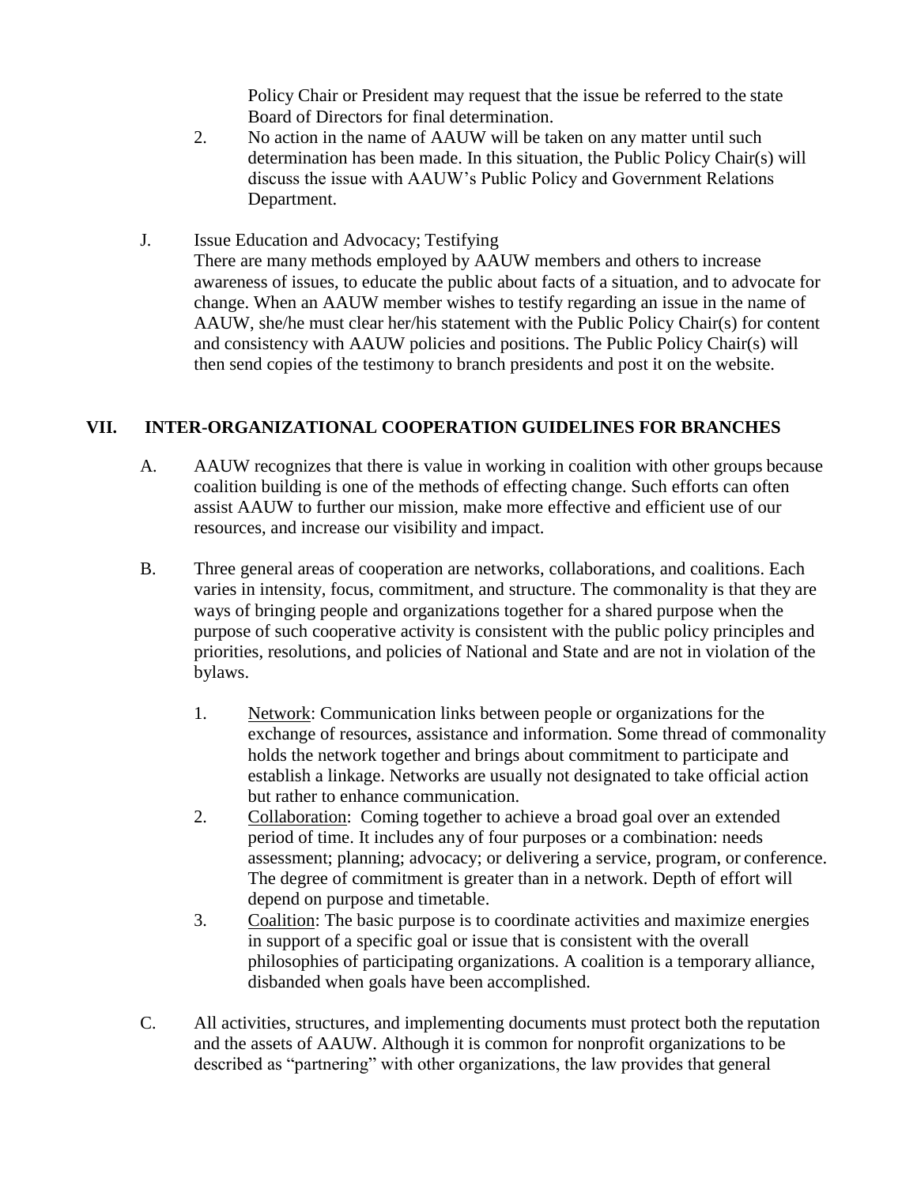Policy Chair or President may request that the issue be referred to the state Board of Directors for final determination.

2. No action in the name of AAUW will be taken on any matter until such determination has been made. In this situation, the Public Policy Chair(s) will discuss the issue with AAUW's Public Policy and Government Relations Department.

J. Issue Education and Advocacy; Testifying

There are many methods employed by AAUW members and others to increase awareness of issues, to educate the public about facts of a situation, and to advocate for change. When an AAUW member wishes to testify regarding an issue in the name of AAUW, she/he must clear her/his statement with the Public Policy Chair(s) for content and consistency with AAUW policies and positions. The Public Policy Chair(s) will then send copies of the testimony to branch presidents and post it on the website.

## VII. INTER-ORGANIZATIONAL COOPERATION GUIDELINES FOR BRANCHES

A. AAUW recognizes that there is value in working in coalition with other groups because coalition building is one of the methods of effecting change. Such efforts can often assist AAUW to further our mission, make more effective and efficient use of our resources, and increase our visibility and impact.

B. Three general areas of cooperation are networks, collaborations, and coalitions. Each varies in intensity, focus, commitment, and structure. The commonality is that they are ways of bringing people and organizations together for a shared purpose when the purpose of such cooperative activity is consistent with the public policy principles and priorities, resolutions, and policies of National and State and are not in violation of the bylaws.

1. <u>Network</u>: Communication links between people or organizations for the exchange of resources, assistance and information. Some thread of commonality holds the network together and brings about commitment to participate and establish a linkage. Networks are usually not designated to take official action but rather to enhance communication.
2. <u>Collaboration</u>: Coming together to achieve a broad goal over an extended period of time. It includes any of four purposes or a combination: needs assessment; planning; advocacy; or delivering a service, program, or conference. The degree of commitment is greater than in a network. Depth of effort will depend on purpose and timetable.
3. <u>Coalition</u>: The basic purpose is to coordinate activities and maximize energies in support of a specific goal or issue that is consistent with the overall philosophies of participating organizations. A coalition is a temporary alliance, disbanded when goals have been accomplished.

C. All activities, structures, and implementing documents must protect both the reputation and the assets of AAUW. Although it is common for nonprofit organizations to be described as "partnering" with other organizations, the law provides that general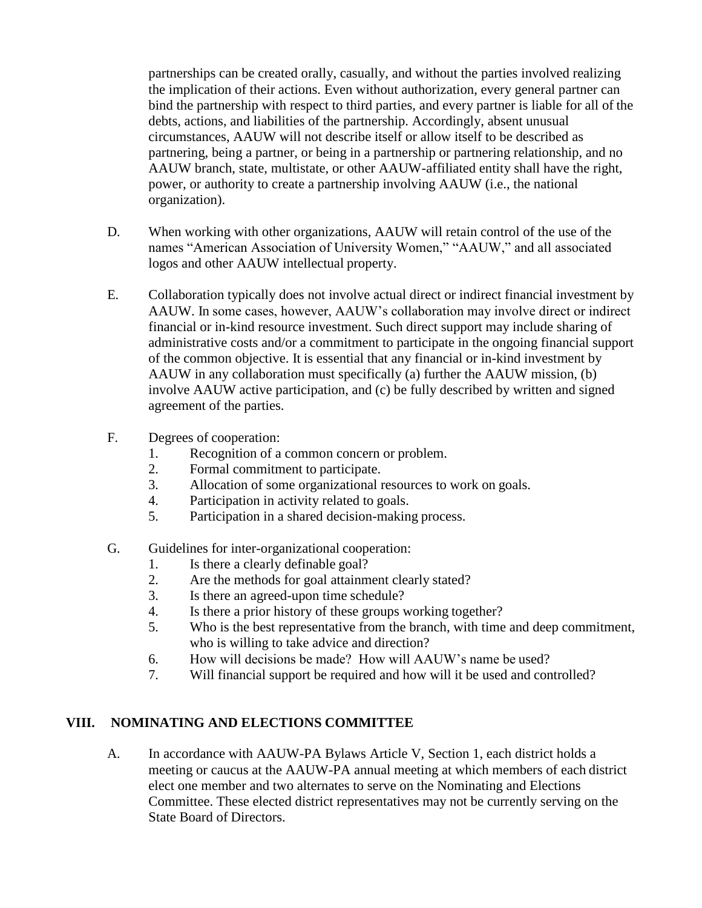partnerships can be created orally, casually, and without the parties involved realizing the implication of their actions. Even without authorization, every general partner can bind the partnership with respect to third parties, and every partner is liable for all of the debts, actions, and liabilities of the partnership. Accordingly, absent unusual circumstances, AAUW will not describe itself or allow itself to be described as partnering, being a partner, or being in a partnership or partnering relationship, and no AAUW branch, state, multistate, or other AAUW-affiliated entity shall have the right, power, or authority to create a partnership involving AAUW (i.e., the national organization).

D. When working with other organizations, AAUW will retain control of the use of the names "American Association of University Women," "AAUW," and all associated logos and other AAUW intellectual property.

E. Collaboration typically does not involve actual direct or indirect financial investment by AAUW. In some cases, however, AAUW's collaboration may involve direct or indirect financial or in-kind resource investment. Such direct support may include sharing of administrative costs and/or a commitment to participate in the ongoing financial support of the common objective. It is essential that any financial or in-kind investment by AAUW in any collaboration must specifically (a) further the AAUW mission, (b) involve AAUW active participation, and (c) be fully described by written and signed agreement of the parties.

F. Degrees of cooperation:
1. Recognition of a common concern or problem.
2. Formal commitment to participate.
3. Allocation of some organizational resources to work on goals.
4. Participation in activity related to goals.
5. Participation in a shared decision-making process.

G. Guidelines for inter-organizational cooperation:
1. Is there a clearly definable goal?
2. Are the methods for goal attainment clearly stated?
3. Is there an agreed-upon time schedule?
4. Is there a prior history of these groups working together?
5. Who is the best representative from the branch, with time and deep commitment, who is willing to take advice and direction?
6. How will decisions be made? How will AAUW's name be used?
7. Will financial support be required and how will it be used and controlled?

## VIII. NOMINATING AND ELECTIONS COMMITTEE

A. In accordance with AAUW-PA Bylaws Article V, Section 1, each district holds a meeting or caucus at the AAUW-PA annual meeting at which members of each district elect one member and two alternates to serve on the Nominating and Elections Committee. These elected district representatives may not be currently serving on the State Board of Directors.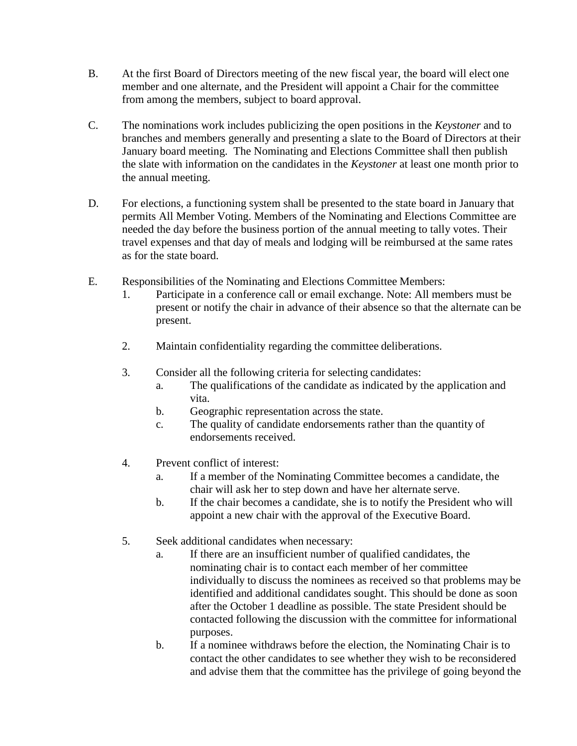B. At the first Board of Directors meeting of the new fiscal year, the board will elect one member and one alternate, and the President will appoint a Chair for the committee from among the members, subject to board approval.

C. The nominations work includes publicizing the open positions in the *Keystoner* and to branches and members generally and presenting a slate to the Board of Directors at their January board meeting. The Nominating and Elections Committee shall then publish the slate with information on the candidates in the *Keystoner* at least one month prior to the annual meeting.

D. For elections, a functioning system shall be presented to the state board in January that permits All Member Voting. Members of the Nominating and Elections Committee are needed the day before the business portion of the annual meeting to tally votes. Their travel expenses and that day of meals and lodging will be reimbursed at the same rates as for the state board.

E. Responsibilities of the Nominating and Elections Committee Members:
   1. Participate in a conference call or email exchange. Note: All members must be present or notify the chair in advance of their absence so that the alternate can be present.

   2. Maintain confidentiality regarding the committee deliberations.

   3. Consider all the following criteria for selecting candidates:
      a. The qualifications of the candidate as indicated by the application and vita.
      b. Geographic representation across the state.
      c. The quality of candidate endorsements rather than the quantity of endorsements received.

   4. Prevent conflict of interest:
      a. If a member of the Nominating Committee becomes a candidate, the chair will ask her to step down and have her alternate serve.
      b. If the chair becomes a candidate, she is to notify the President who will appoint a new chair with the approval of the Executive Board.

   5. Seek additional candidates when necessary:
      a. If there are an insufficient number of qualified candidates, the nominating chair is to contact each member of her committee individually to discuss the nominees as received so that problems may be identified and additional candidates sought. This should be done as soon after the October 1 deadline as possible. The state President should be contacted following the discussion with the committee for informational purposes.
      b. If a nominee withdraws before the election, the Nominating Chair is to contact the other candidates to see whether they wish to be reconsidered and advise them that the committee has the privilege of going beyond the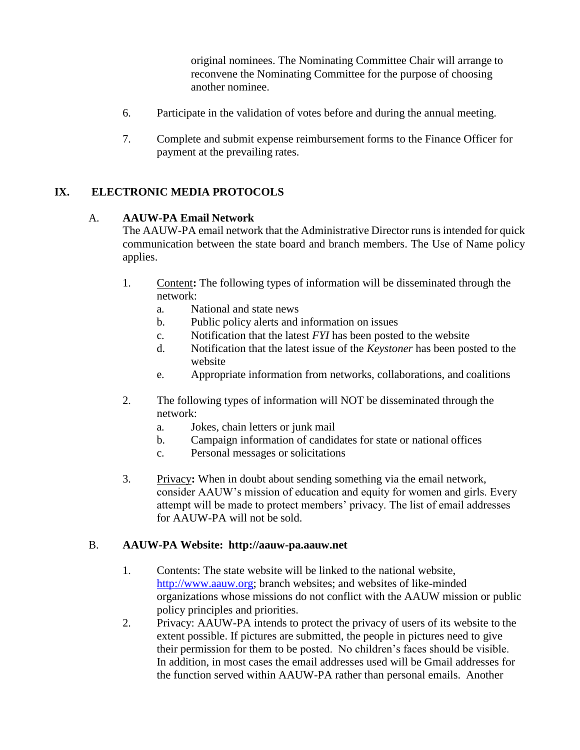original nominees. The Nominating Committee Chair will arrange to reconvene the Nominating Committee for the purpose of choosing another nominee.

6. Participate in the validation of votes before and during the annual meeting.

7. Complete and submit expense reimbursement forms to the Finance Officer for payment at the prevailing rates.

## IX. ELECTRONIC MEDIA PROTOCOLS

### A. AAUW-PA Email Network

The AAUW-PA email network that the Administrative Director runs is intended for quick communication between the state board and branch members. The Use of Name policy applies.

1. Content**:** The following types of information will be disseminated through the network:
   a. National and state news
   b. Public policy alerts and information on issues
   c. Notification that the latest *FYI* has been posted to the website
   d. Notification that the latest issue of the *Keystoner* has been posted to the website
   e. Appropriate information from networks, collaborations, and coalitions

2. The following types of information will NOT be disseminated through the network:
   a. Jokes, chain letters or junk mail
   b. Campaign information of candidates for state or national offices
   c. Personal messages or solicitations

3. Privacy**:** When in doubt about sending something via the email network, consider AAUW's mission of education and equity for women and girls. Every attempt will be made to protect members' privacy. The list of email addresses for AAUW-PA will not be sold.

### B. AAUW-PA Website: http://aauw-pa.aauw.net

1. Contents: The state website will be linked to the national website, http://www.aauw.org; branch websites; and websites of like-minded organizations whose missions do not conflict with the AAUW mission or public policy principles and priorities.
2. Privacy: AAUW-PA intends to protect the privacy of users of its website to the extent possible. If pictures are submitted, the people in pictures need to give their permission for them to be posted. No children's faces should be visible. In addition, in most cases the email addresses used will be Gmail addresses for the function served within AAUW-PA rather than personal emails. Another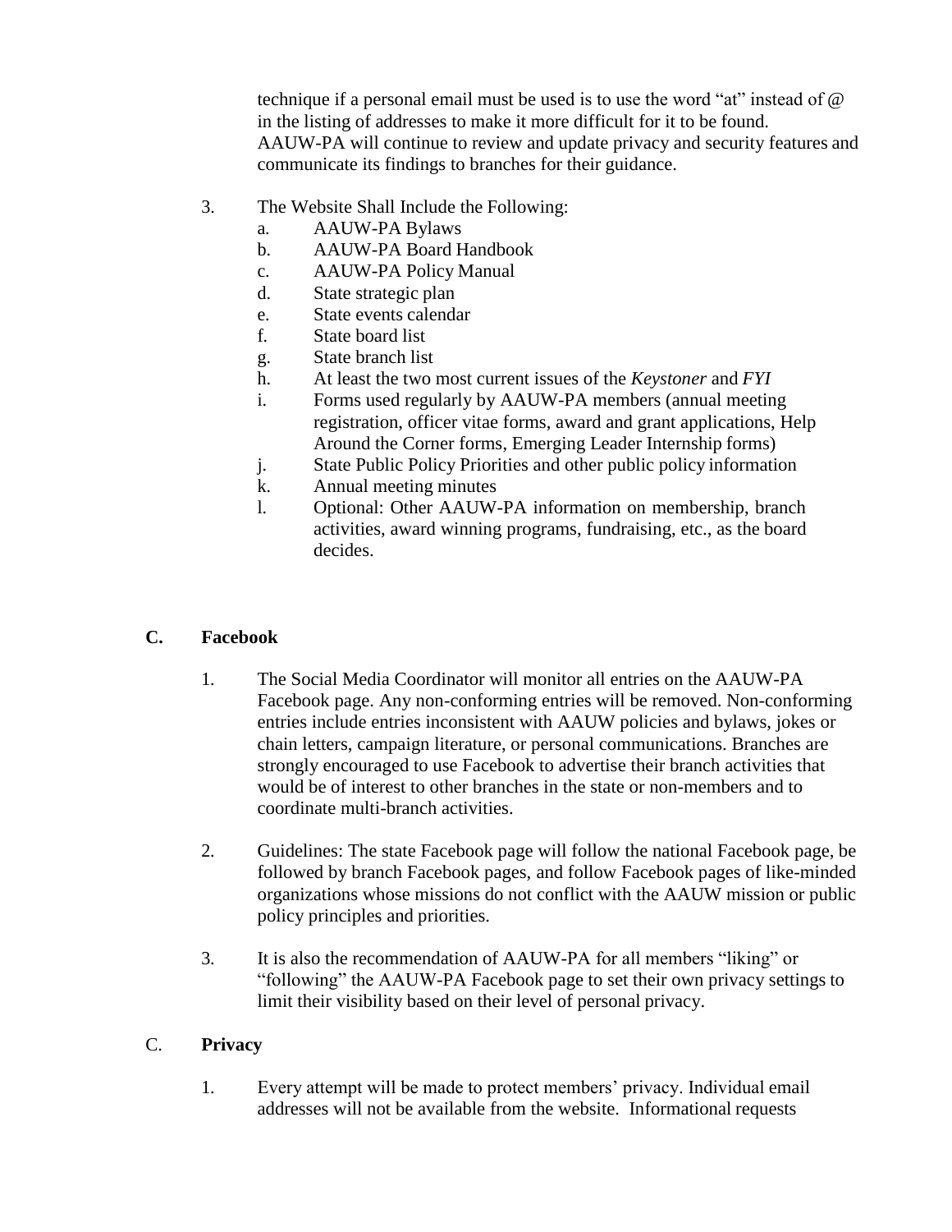technique if a personal email must be used is to use the word "at" instead of @ in the listing of addresses to make it more difficult for it to be found. AAUW-PA will continue to review and update privacy and security features and communicate its findings to branches for their guidance.

3. The Website Shall Include the Following:
   a. AAUW-PA Bylaws
   b. AAUW-PA Board Handbook
   c. AAUW-PA Policy Manual
   d. State strategic plan
   e. State events calendar
   f. State board list
   g. State branch list
   h. At least the two most current issues of the *Keystoner* and *FYI*
   i. Forms used regularly by AAUW-PA members (annual meeting registration, officer vitae forms, award and grant applications, Help Around the Corner forms, Emerging Leader Internship forms)
   j. State Public Policy Priorities and other public policy information
   k. Annual meeting minutes
   l. Optional: Other AAUW-PA information on membership, branch activities, award winning programs, fundraising, etc., as the board decides.

## C. Facebook

1. The Social Media Coordinator will monitor all entries on the AAUW-PA Facebook page. Any non-conforming entries will be removed. Non-conforming entries include entries inconsistent with AAUW policies and bylaws, jokes or chain letters, campaign literature, or personal communications. Branches are strongly encouraged to use Facebook to advertise their branch activities that would be of interest to other branches in the state or non-members and to coordinate multi-branch activities.

2. Guidelines: The state Facebook page will follow the national Facebook page, be followed by branch Facebook pages, and follow Facebook pages of like-minded organizations whose missions do not conflict with the AAUW mission or public policy principles and priorities.

3. It is also the recommendation of AAUW-PA for all members "liking" or "following" the AAUW-PA Facebook page to set their own privacy settings to limit their visibility based on their level of personal privacy.

## C. Privacy

1. Every attempt will be made to protect members' privacy. Individual email addresses will not be available from the website. Informational requests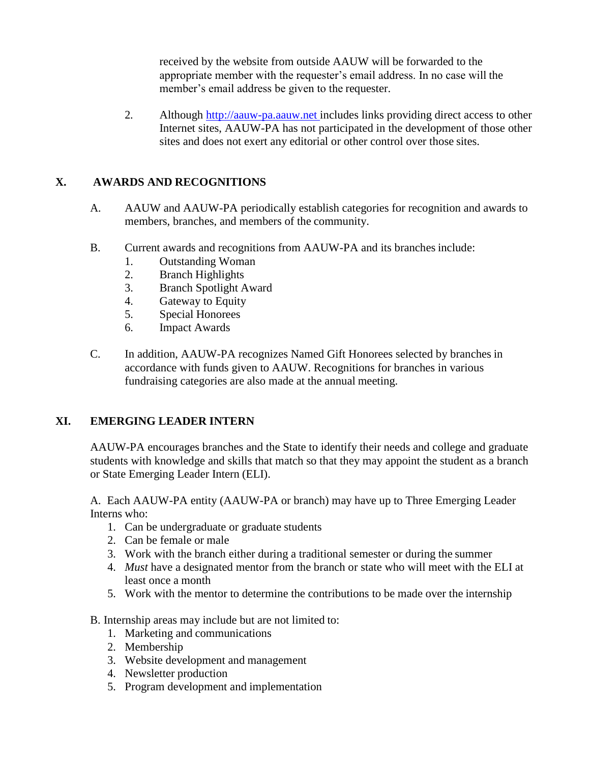received by the website from outside AAUW will be forwarded to the appropriate member with the requester's email address. In no case will the member's email address be given to the requester.

2. Although [http://aauw-pa.aauw.net](http://aauw-pa.aauw.net) includes links providing direct access to other Internet sites, AAUW-PA has not participated in the development of those other sites and does not exert any editorial or other control over those sites.

## X. AWARDS AND RECOGNITIONS

A. AAUW and AAUW-PA periodically establish categories for recognition and awards to members, branches, and members of the community.

B. Current awards and recognitions from AAUW-PA and its branches include:
   1. Outstanding Woman
   2. Branch Highlights
   3. Branch Spotlight Award
   4. Gateway to Equity
   5. Special Honorees
   6. Impact Awards

C. In addition, AAUW-PA recognizes Named Gift Honorees selected by branches in accordance with funds given to AAUW. Recognitions for branches in various fundraising categories are also made at the annual meeting.

## XI. EMERGING LEADER INTERN

AAUW-PA encourages branches and the State to identify their needs and college and graduate students with knowledge and skills that match so that they may appoint the student as a branch or State Emerging Leader Intern (ELI).

A. Each AAUW-PA entity (AAUW-PA or branch) may have up to Three Emerging Leader Interns who:
   1. Can be undergraduate or graduate students
   2. Can be female or male
   3. Work with the branch either during a traditional semester or during the summer
   4. *Must* have a designated mentor from the branch or state who will meet with the ELI at least once a month
   5. Work with the mentor to determine the contributions to be made over the internship

B. Internship areas may include but are not limited to:
   1. Marketing and communications
   2. Membership
   3. Website development and management
   4. Newsletter production
   5. Program development and implementation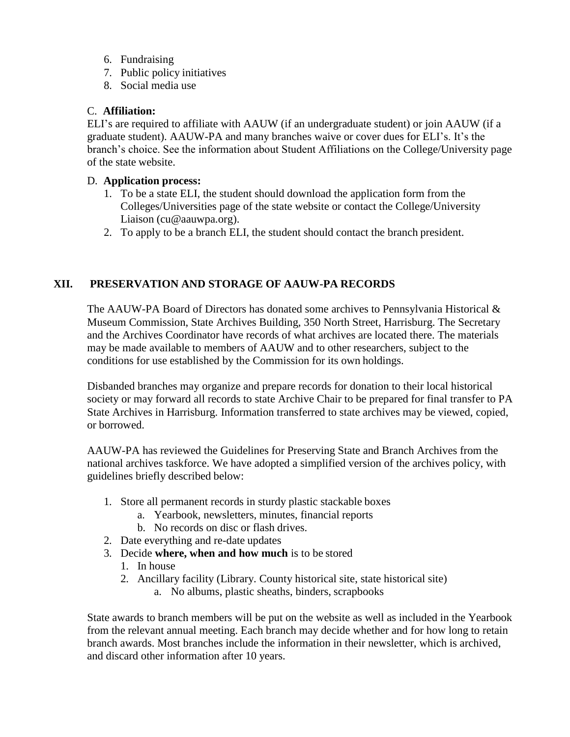6. Fundraising
7. Public policy initiatives
8. Social media use

C. **Affiliation:**

ELI's are required to affiliate with AAUW (if an undergraduate student) or join AAUW (if a graduate student). AAUW-PA and many branches waive or cover dues for ELI's. It's the branch's choice. See the information about Student Affiliations on the College/University page of the state website.

D. **Application process:**

1. To be a state ELI, the student should download the application form from the Colleges/Universities page of the state website or contact the College/University Liaison (cu@aauwpa.org).
2. To apply to be a branch ELI, the student should contact the branch president.

## XII. PRESERVATION AND STORAGE OF AAUW-PA RECORDS

The AAUW-PA Board of Directors has donated some archives to Pennsylvania Historical & Museum Commission, State Archives Building, 350 North Street, Harrisburg. The Secretary and the Archives Coordinator have records of what archives are located there. The materials may be made available to members of AAUW and to other researchers, subject to the conditions for use established by the Commission for its own holdings.

Disbanded branches may organize and prepare records for donation to their local historical society or may forward all records to state Archive Chair to be prepared for final transfer to PA State Archives in Harrisburg. Information transferred to state archives may be viewed, copied, or borrowed.

AAUW-PA has reviewed the Guidelines for Preserving State and Branch Archives from the national archives taskforce. We have adopted a simplified version of the archives policy, with guidelines briefly described below:

1. Store all permanent records in sturdy plastic stackable boxes
   a. Yearbook, newsletters, minutes, financial reports
   b. No records on disc or flash drives.
2. Date everything and re-date updates
3. Decide **where, when and how much** is to be stored
   1. In house
   2. Ancillary facility (Library. County historical site, state historical site)
      a. No albums, plastic sheaths, binders, scrapbooks

State awards to branch members will be put on the website as well as included in the Yearbook from the relevant annual meeting. Each branch may decide whether and for how long to retain branch awards. Most branches include the information in their newsletter, which is archived, and discard other information after 10 years.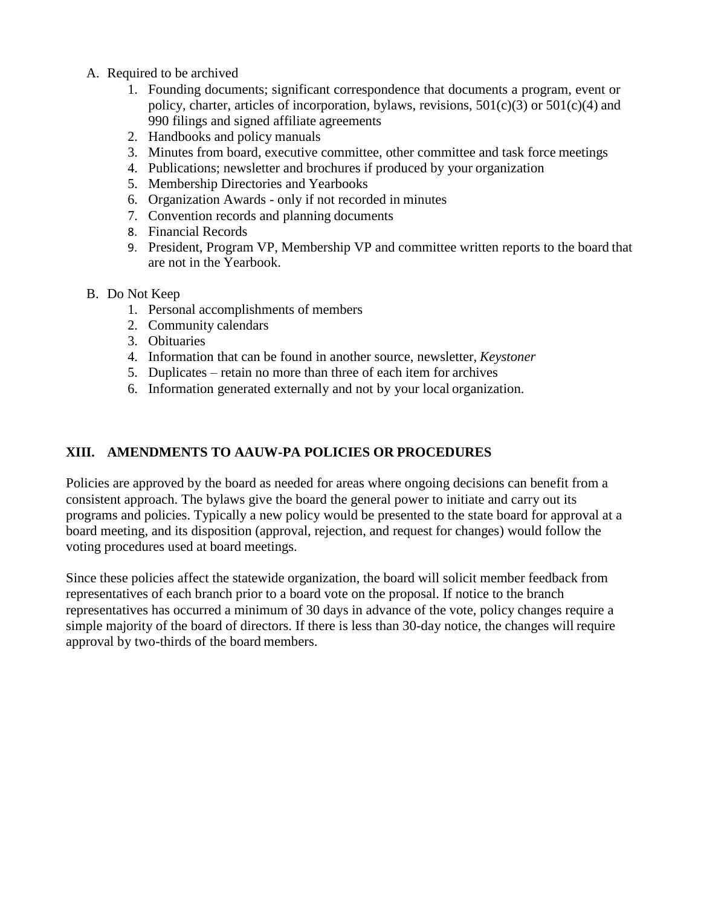A. Required to be archived
    1. Founding documents; significant correspondence that documents a program, event or policy, charter, articles of incorporation, bylaws, revisions, 501(c)(3) or 501(c)(4) and 990 filings and signed affiliate agreements
    2. Handbooks and policy manuals
    3. Minutes from board, executive committee, other committee and task force meetings
    4. Publications; newsletter and brochures if produced by your organization
    5. Membership Directories and Yearbooks
    6. Organization Awards - only if not recorded in minutes
    7. Convention records and planning documents
    8. Financial Records
    9. President, Program VP, Membership VP and committee written reports to the board that are not in the Yearbook.

B. Do Not Keep
    1. Personal accomplishments of members
    2. Community calendars
    3. Obituaries
    4. Information that can be found in another source, newsletter, *Keystoner*
    5. Duplicates – retain no more than three of each item for archives
    6. Information generated externally and not by your local organization.

## XIII. AMENDMENTS TO AAUW-PA POLICIES OR PROCEDURES

Policies are approved by the board as needed for areas where ongoing decisions can benefit from a consistent approach. The bylaws give the board the general power to initiate and carry out its programs and policies. Typically a new policy would be presented to the state board for approval at a board meeting, and its disposition (approval, rejection, and request for changes) would follow the voting procedures used at board meetings.

Since these policies affect the statewide organization, the board will solicit member feedback from representatives of each branch prior to a board vote on the proposal. If notice to the branch representatives has occurred a minimum of 30 days in advance of the vote, policy changes require a simple majority of the board of directors. If there is less than 30-day notice, the changes will require approval by two-thirds of the board members.